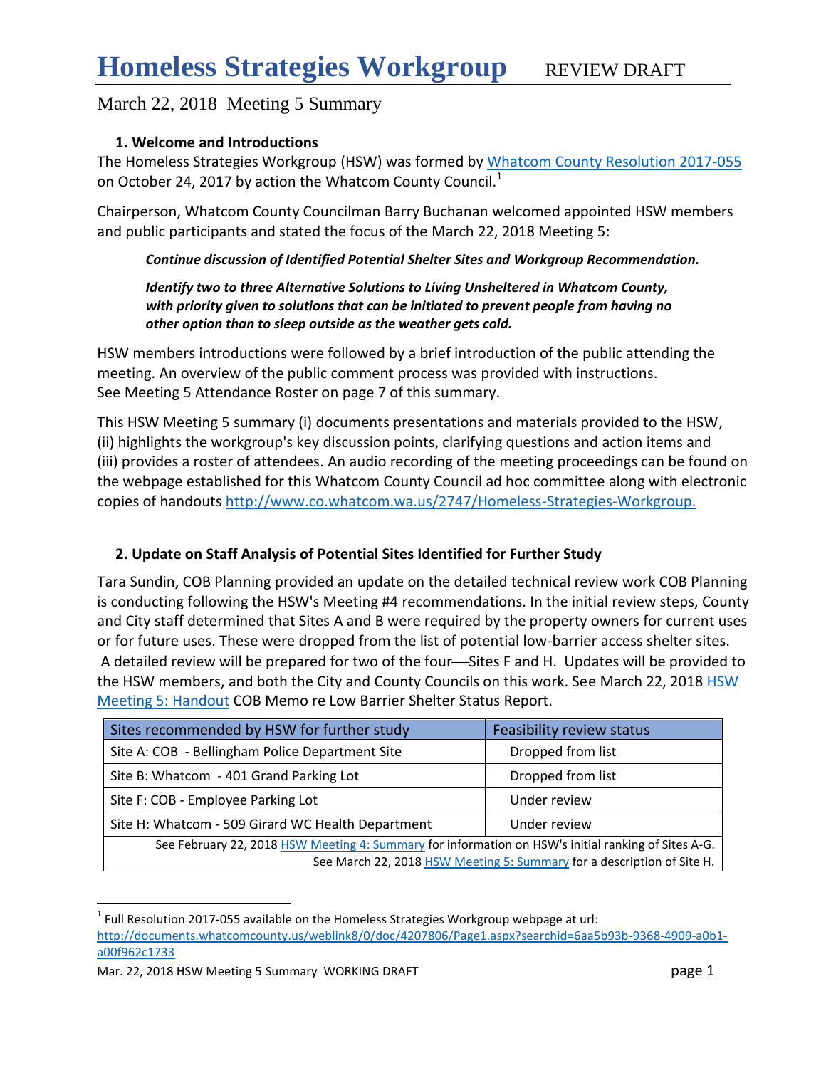# Homeless Strategies Workgroup REVIEW DRAFT

March 22, 2018 Meeting 5 Summary

### 1. Welcome and Introductions

The Homeless Strategies Workgroup (HSW) was formed by Whatcom County Resolution 2017-055 on October 24, 2017 by action the Whatcom County Council.[1]

Chairperson, Whatcom County Councilman Barry Buchanan welcomed appointed HSW members and public participants and stated the focus of the March 22, 2018 Meeting 5:

> ***Continue discussion of Identified Potential Shelter Sites and Workgroup Recommendation.***
>
> ***Identify two to three Alternative Solutions to Living Unsheltered in Whatcom County, with priority given to solutions that can be initiated to prevent people from having no other option than to sleep outside as the weather gets cold.***

HSW members introductions were followed by a brief introduction of the public attending the meeting. An overview of the public comment process was provided with instructions. See Meeting 5 Attendance Roster on page 7 of this summary.

This HSW Meeting 5 summary (i) documents presentations and materials provided to the HSW, (ii) highlights the workgroup's key discussion points, clarifying questions and action items and (iii) provides a roster of attendees. An audio recording of the meeting proceedings can be found on the webpage established for this Whatcom County Council ad hoc committee along with electronic copies of handouts http://www.co.whatcom.wa.us/2747/Homeless-Strategies-Workgroup.

### 2. Update on Staff Analysis of Potential Sites Identified for Further Study

Tara Sundin, COB Planning provided an update on the detailed technical review work COB Planning is conducting following the HSW's Meeting #4 recommendations. In the initial review steps, County and City staff determined that Sites A and B were required by the property owners for current uses or for future uses. These were dropped from the list of potential low-barrier access shelter sites. A detailed review will be prepared for two of the four—Sites F and H. Updates will be provided to the HSW members, and both the City and County Councils on this work. See March 22, 2018 HSW Meeting 5: Handout COB Memo re Low Barrier Shelter Status Report.

| Sites recommended by HSW for further study | Feasibility review status |
|---|---|
| Site A: COB - Bellingham Police Department Site | Dropped from list |
| Site B: Whatcom - 401 Grand Parking Lot | Dropped from list |
| Site F: COB - Employee Parking Lot | Under review |
| Site H: Whatcom - 509 Girard WC Health Department | Under review |
| See February 22, 2018 HSW Meeting 4: Summary for information on HSW's initial ranking of Sites A-G. See March 22, 2018 HSW Meeting 5: Summary for a description of Site H. | |

[1] Full Resolution 2017-055 available on the Homeless Strategies Workgroup webpage at url: http://documents.whatcomcounty.us/weblink8/0/doc/4207806/Page1.aspx?searchid=6aa5b93b-9368-4909-a0b1-a00f962c1733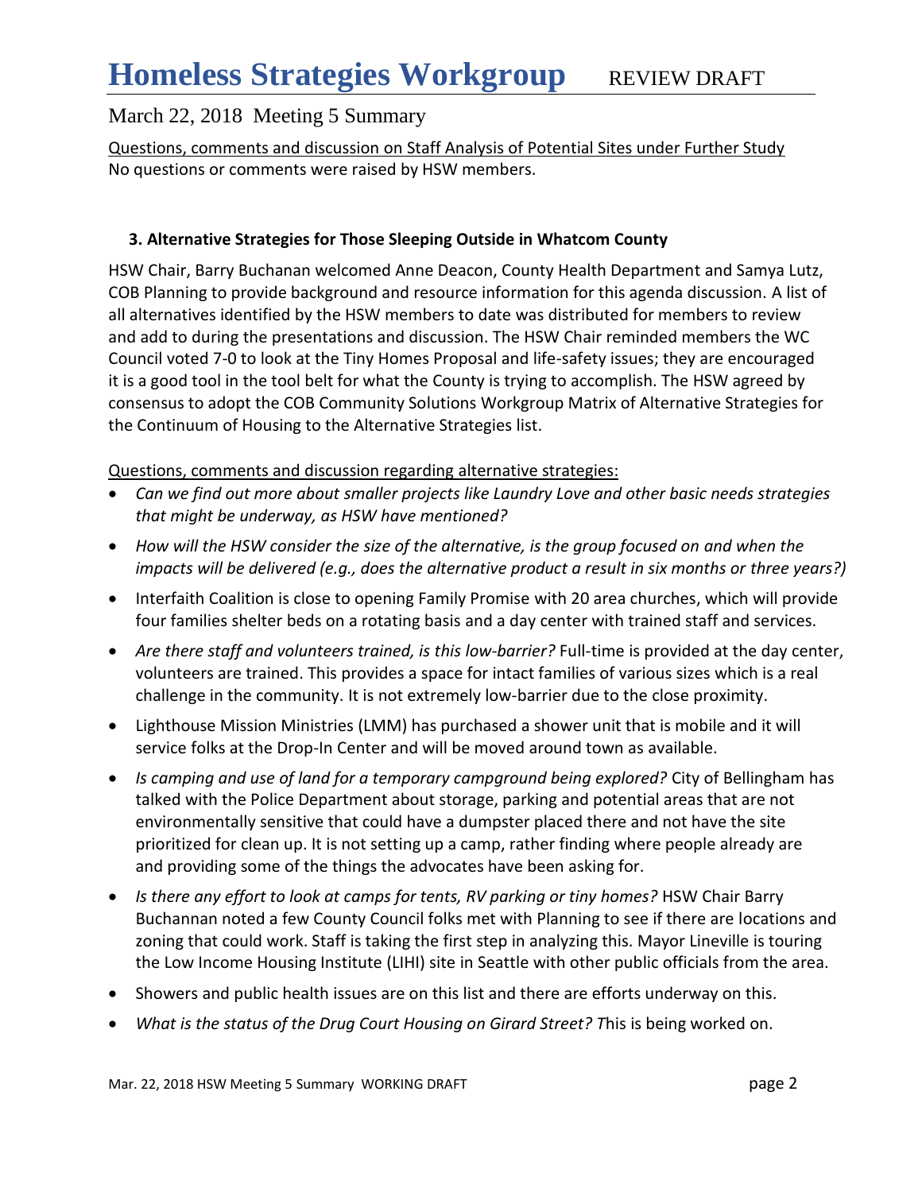# Homeless Strategies Workgroup REVIEW DRAFT

## March 22, 2018 Meeting 5 Summary

Questions, comments and discussion on Staff Analysis of Potential Sites under Further Study
No questions or comments were raised by HSW members.

### 3. Alternative Strategies for Those Sleeping Outside in Whatcom County

HSW Chair, Barry Buchanan welcomed Anne Deacon, County Health Department and Samya Lutz, COB Planning to provide background and resource information for this agenda discussion. A list of all alternatives identified by the HSW members to date was distributed for members to review and add to during the presentations and discussion. The HSW Chair reminded members the WC Council voted 7-0 to look at the Tiny Homes Proposal and life-safety issues; they are encouraged it is a good tool in the tool belt for what the County is trying to accomplish. The HSW agreed by consensus to adopt the COB Community Solutions Workgroup Matrix of Alternative Strategies for the Continuum of Housing to the Alternative Strategies list.

Questions, comments and discussion regarding alternative strategies:

- *Can we find out more about smaller projects like Laundry Love and other basic needs strategies that might be underway, as HSW have mentioned?*
- *How will the HSW consider the size of the alternative, is the group focused on and when the impacts will be delivered (e.g., does the alternative product a result in six months or three years?)*
- Interfaith Coalition is close to opening Family Promise with 20 area churches, which will provide four families shelter beds on a rotating basis and a day center with trained staff and services.
- *Are there staff and volunteers trained, is this low-barrier?* Full-time is provided at the day center, volunteers are trained. This provides a space for intact families of various sizes which is a real challenge in the community. It is not extremely low-barrier due to the close proximity.
- Lighthouse Mission Ministries (LMM) has purchased a shower unit that is mobile and it will service folks at the Drop-In Center and will be moved around town as available.
- *Is camping and use of land for a temporary campground being explored?* City of Bellingham has talked with the Police Department about storage, parking and potential areas that are not environmentally sensitive that could have a dumpster placed there and not have the site prioritized for clean up. It is not setting up a camp, rather finding where people already are and providing some of the things the advocates have been asking for.
- *Is there any effort to look at camps for tents, RV parking or tiny homes?* HSW Chair Barry Buchannan noted a few County Council folks met with Planning to see if there are locations and zoning that could work. Staff is taking the first step in analyzing this. Mayor Lineville is touring the Low Income Housing Institute (LIHI) site in Seattle with other public officials from the area.
- Showers and public health issues are on this list and there are efforts underway on this.
- *What is the status of the Drug Court Housing on Girard Street? T*his is being worked on.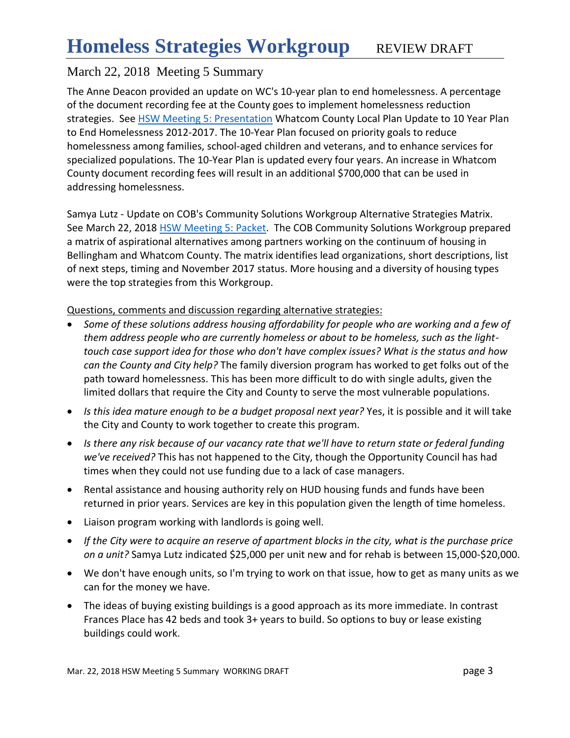# Homeless Strategies Workgroup REVIEW DRAFT

## March 22, 2018 Meeting 5 Summary

The Anne Deacon provided an update on WC's 10-year plan to end homelessness. A percentage of the document recording fee at the County goes to implement homelessness reduction strategies. See [HSW Meeting 5: Presentation] Whatcom County Local Plan Update to 10 Year Plan to End Homelessness 2012-2017. The 10-Year Plan focused on priority goals to reduce homelessness among families, school-aged children and veterans, and to enhance services for specialized populations. The 10-Year Plan is updated every four years. An increase in Whatcom County document recording fees will result in an additional $700,000 that can be used in addressing homelessness.

Samya Lutz - Update on COB's Community Solutions Workgroup Alternative Strategies Matrix. See March 22, 2018 [HSW Meeting 5: Packet]. The COB Community Solutions Workgroup prepared a matrix of aspirational alternatives among partners working on the continuum of housing in Bellingham and Whatcom County. The matrix identifies lead organizations, short descriptions, list of next steps, timing and November 2017 status. More housing and a diversity of housing types were the top strategies from this Workgroup.

Questions, comments and discussion regarding alternative strategies:

- *Some of these solutions address housing affordability for people who are working and a few of them address people who are currently homeless or about to be homeless, such as the light-touch case support idea for those who don't have complex issues? What is the status and how can the County and City help?* The family diversion program has worked to get folks out of the path toward homelessness. This has been more difficult to do with single adults, given the limited dollars that require the City and County to serve the most vulnerable populations.
- *Is this idea mature enough to be a budget proposal next year?* Yes, it is possible and it will take the City and County to work together to create this program.
- *Is there any risk because of our vacancy rate that we'll have to return state or federal funding we've received?* This has not happened to the City, though the Opportunity Council has had times when they could not use funding due to a lack of case managers.
- Rental assistance and housing authority rely on HUD housing funds and funds have been returned in prior years. Services are key in this population given the length of time homeless.
- Liaison program working with landlords is going well.
- *If the City were to acquire an reserve of apartment blocks in the city, what is the purchase price on a unit?* Samya Lutz indicated $25,000 per unit new and for rehab is between 15,000-$20,000.
- We don't have enough units, so I'm trying to work on that issue, how to get as many units as we can for the money we have.
- The ideas of buying existing buildings is a good approach as its more immediate. In contrast Frances Place has 42 beds and took 3+ years to build. So options to buy or lease existing buildings could work.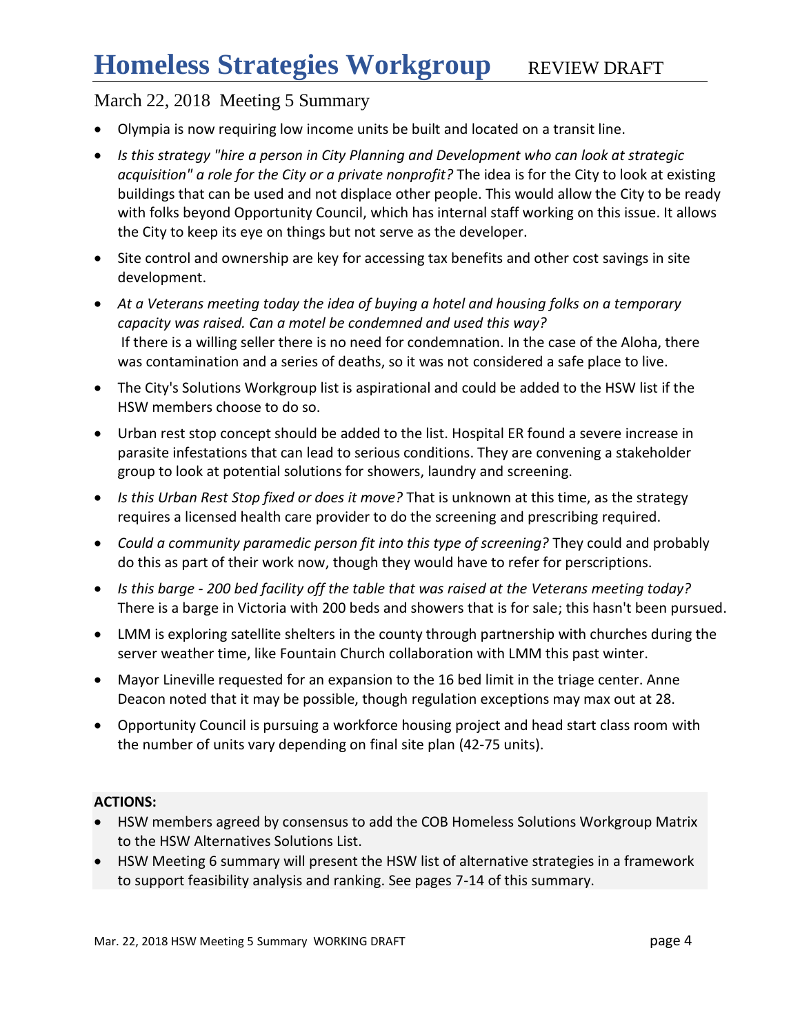# Homeless Strategies Workgroup REVIEW DRAFT

## March 22, 2018 Meeting 5 Summary

- Olympia is now requiring low income units be built and located on a transit line.
- *Is this strategy "hire a person in City Planning and Development who can look at strategic acquisition" a role for the City or a private nonprofit?* The idea is for the City to look at existing buildings that can be used and not displace other people. This would allow the City to be ready with folks beyond Opportunity Council, which has internal staff working on this issue. It allows the City to keep its eye on things but not serve as the developer.
- Site control and ownership are key for accessing tax benefits and other cost savings in site development.
- *At a Veterans meeting today the idea of buying a hotel and housing folks on a temporary capacity was raised. Can a motel be condemned and used this way?* If there is a willing seller there is no need for condemnation. In the case of the Aloha, there was contamination and a series of deaths, so it was not considered a safe place to live.
- The City's Solutions Workgroup list is aspirational and could be added to the HSW list if the HSW members choose to do so.
- Urban rest stop concept should be added to the list. Hospital ER found a severe increase in parasite infestations that can lead to serious conditions. They are convening a stakeholder group to look at potential solutions for showers, laundry and screening.
- *Is this Urban Rest Stop fixed or does it move?* That is unknown at this time, as the strategy requires a licensed health care provider to do the screening and prescribing required.
- *Could a community paramedic person fit into this type of screening?* They could and probably do this as part of their work now, though they would have to refer for perscriptions.
- *Is this barge - 200 bed facility off the table that was raised at the Veterans meeting today?* There is a barge in Victoria with 200 beds and showers that is for sale; this hasn't been pursued.
- LMM is exploring satellite shelters in the county through partnership with churches during the server weather time, like Fountain Church collaboration with LMM this past winter.
- Mayor Lineville requested for an expansion to the 16 bed limit in the triage center. Anne Deacon noted that it may be possible, though regulation exceptions may max out at 28.
- Opportunity Council is pursuing a workforce housing project and head start class room with the number of units vary depending on final site plan (42-75 units).

**ACTIONS:**

- HSW members agreed by consensus to add the COB Homeless Solutions Workgroup Matrix to the HSW Alternatives Solutions List.
- HSW Meeting 6 summary will present the HSW list of alternative strategies in a framework to support feasibility analysis and ranking. See pages 7-14 of this summary.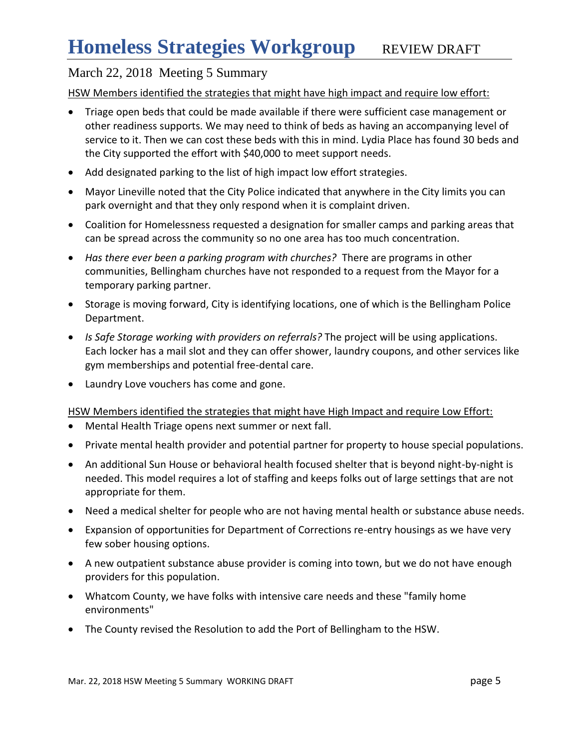# Homeless Strategies Workgroup REVIEW DRAFT

## March 22, 2018 Meeting 5 Summary

<u>HSW Members identified the strategies that might have high impact and require low effort:</u>

- Triage open beds that could be made available if there were sufficient case management or other readiness supports. We may need to think of beds as having an accompanying level of service to it. Then we can cost these beds with this in mind. Lydia Place has found 30 beds and the City supported the effort with $40,000 to meet support needs.
- Add designated parking to the list of high impact low effort strategies.
- Mayor Lineville noted that the City Police indicated that anywhere in the City limits you can park overnight and that they only respond when it is complaint driven.
- Coalition for Homelessness requested a designation for smaller camps and parking areas that can be spread across the community so no one area has too much concentration.
- *Has there ever been a parking program with churches?* There are programs in other communities, Bellingham churches have not responded to a request from the Mayor for a temporary parking partner.
- Storage is moving forward, City is identifying locations, one of which is the Bellingham Police Department.
- *Is Safe Storage working with providers on referrals?* The project will be using applications. Each locker has a mail slot and they can offer shower, laundry coupons, and other services like gym memberships and potential free-dental care.
- Laundry Love vouchers has come and gone.

<u>HSW Members identified the strategies that might have High Impact and require Low Effort:</u>

- Mental Health Triage opens next summer or next fall.
- Private mental health provider and potential partner for property to house special populations.
- An additional Sun House or behavioral health focused shelter that is beyond night-by-night is needed. This model requires a lot of staffing and keeps folks out of large settings that are not appropriate for them.
- Need a medical shelter for people who are not having mental health or substance abuse needs.
- Expansion of opportunities for Department of Corrections re-entry housings as we have very few sober housing options.
- A new outpatient substance abuse provider is coming into town, but we do not have enough providers for this population.
- Whatcom County, we have folks with intensive care needs and these "family home environments"
- The County revised the Resolution to add the Port of Bellingham to the HSW.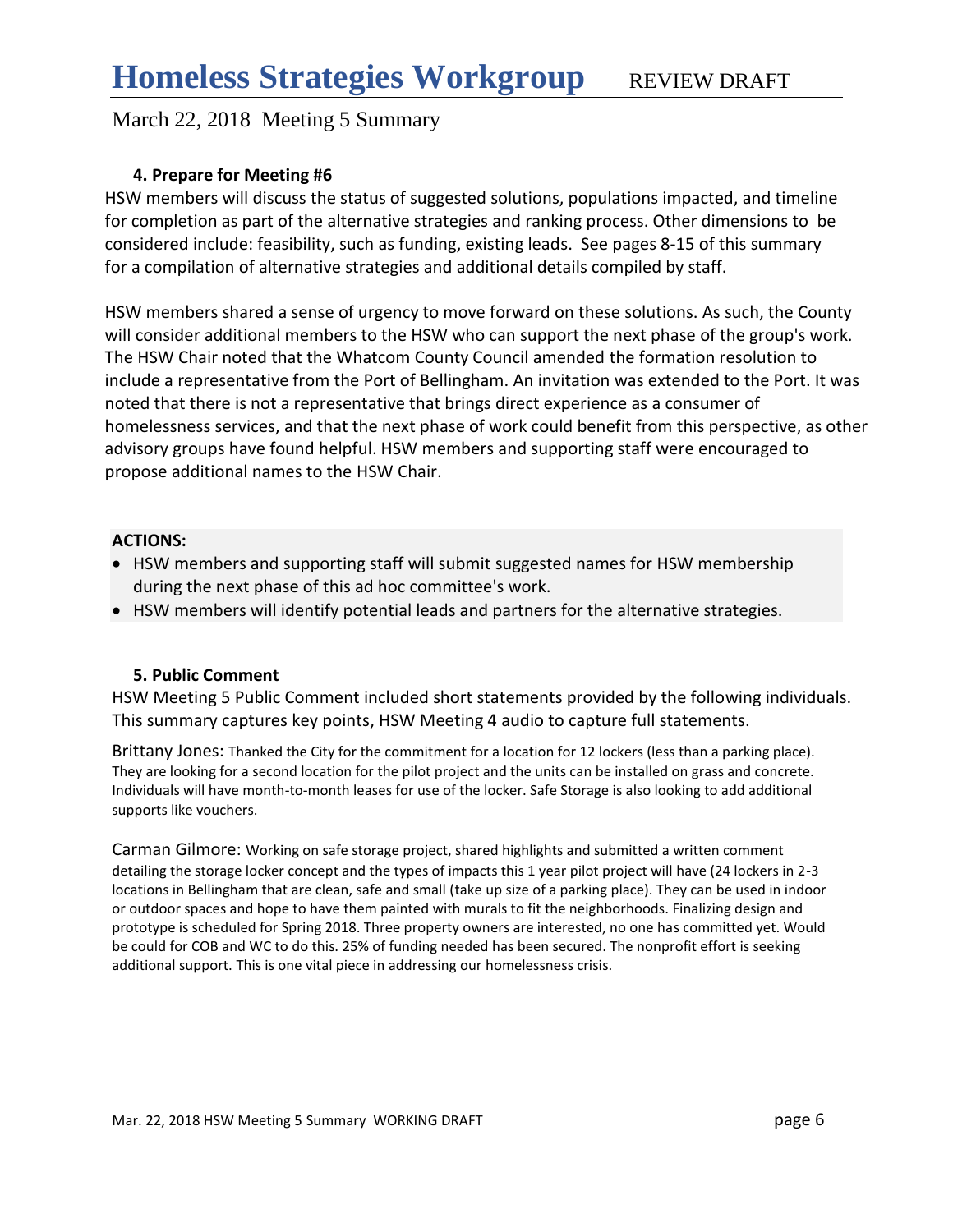### 4. Prepare for Meeting #6

HSW members will discuss the status of suggested solutions, populations impacted, and timeline for completion as part of the alternative strategies and ranking process. Other dimensions to be considered include: feasibility, such as funding, existing leads. See pages 8-15 of this summary for a compilation of alternative strategies and additional details compiled by staff.

HSW members shared a sense of urgency to move forward on these solutions. As such, the County will consider additional members to the HSW who can support the next phase of the group's work. The HSW Chair noted that the Whatcom County Council amended the formation resolution to include a representative from the Port of Bellingham. An invitation was extended to the Port. It was noted that there is not a representative that brings direct experience as a consumer of homelessness services, and that the next phase of work could benefit from this perspective, as other advisory groups have found helpful. HSW members and supporting staff were encouraged to propose additional names to the HSW Chair.

**ACTIONS:**

- HSW members and supporting staff will submit suggested names for HSW membership during the next phase of this ad hoc committee's work.
- HSW members will identify potential leads and partners for the alternative strategies.

### 5. Public Comment

HSW Meeting 5 Public Comment included short statements provided by the following individuals. This summary captures key points, HSW Meeting 4 audio to capture full statements.

Brittany Jones: Thanked the City for the commitment for a location for 12 lockers (less than a parking place). They are looking for a second location for the pilot project and the units can be installed on grass and concrete. Individuals will have month-to-month leases for use of the locker. Safe Storage is also looking to add additional supports like vouchers.

Carman Gilmore: Working on safe storage project, shared highlights and submitted a written comment detailing the storage locker concept and the types of impacts this 1 year pilot project will have (24 lockers in 2-3 locations in Bellingham that are clean, safe and small (take up size of a parking place). They can be used in indoor or outdoor spaces and hope to have them painted with murals to fit the neighborhoods. Finalizing design and prototype is scheduled for Spring 2018. Three property owners are interested, no one has committed yet. Would be could for COB and WC to do this. 25% of funding needed has been secured. The nonprofit effort is seeking additional support. This is one vital piece in addressing our homelessness crisis.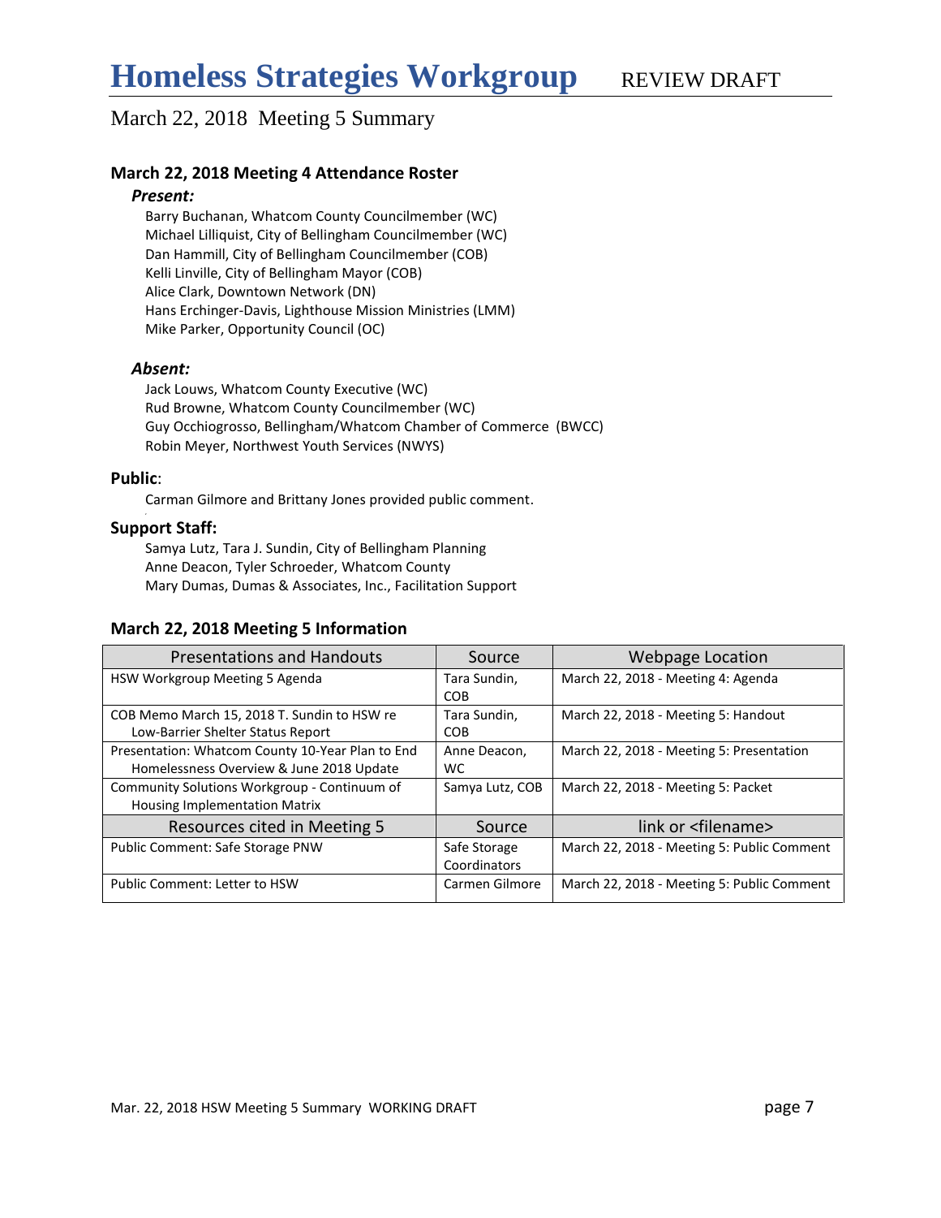# Homeless Strategies Workgroup REVIEW DRAFT

March 22, 2018 Meeting 5 Summary

### March 22, 2018 Meeting 4 Attendance Roster

***Present:***

Barry Buchanan, Whatcom County Councilmember (WC)
Michael Lilliquist, City of Bellingham Councilmember (WC)
Dan Hammill, City of Bellingham Councilmember (COB)
Kelli Linville, City of Bellingham Mayor (COB)
Alice Clark, Downtown Network (DN)
Hans Erchinger-Davis, Lighthouse Mission Ministries (LMM)
Mike Parker, Opportunity Council (OC)

***Absent:***

Jack Louws, Whatcom County Executive (WC)
Rud Browne, Whatcom County Councilmember (WC)
Guy Occhiogrosso, Bellingham/Whatcom Chamber of Commerce (BWCC)
Robin Meyer, Northwest Youth Services (NWYS)

**Public**:

Carman Gilmore and Brittany Jones provided public comment.

**Support Staff:**

Samya Lutz, Tara J. Sundin, City of Bellingham Planning
Anne Deacon, Tyler Schroeder, Whatcom County
Mary Dumas, Dumas & Associates, Inc., Facilitation Support

### March 22, 2018 Meeting 5 Information

| Presentations and Handouts | Source | Webpage Location |
|---|---|---|
| HSW Workgroup Meeting 5 Agenda | Tara Sundin, COB | March 22, 2018 - Meeting 4: Agenda |
| COB Memo March 15, 2018 T. Sundin to HSW re Low-Barrier Shelter Status Report | Tara Sundin, COB | March 22, 2018 - Meeting 5: Handout |
| Presentation: Whatcom County 10-Year Plan to End Homelessness Overview & June 2018 Update | Anne Deacon, WC | March 22, 2018 - Meeting 5: Presentation |
| Community Solutions Workgroup - Continuum of Housing Implementation Matrix | Samya Lutz, COB | March 22, 2018 - Meeting 5: Packet |
| **Resources cited in Meeting 5** | **Source** | **link or <filename>** |
| Public Comment: Safe Storage PNW | Safe Storage Coordinators | March 22, 2018 - Meeting 5: Public Comment |
| Public Comment: Letter to HSW | Carmen Gilmore | March 22, 2018 - Meeting 5: Public Comment |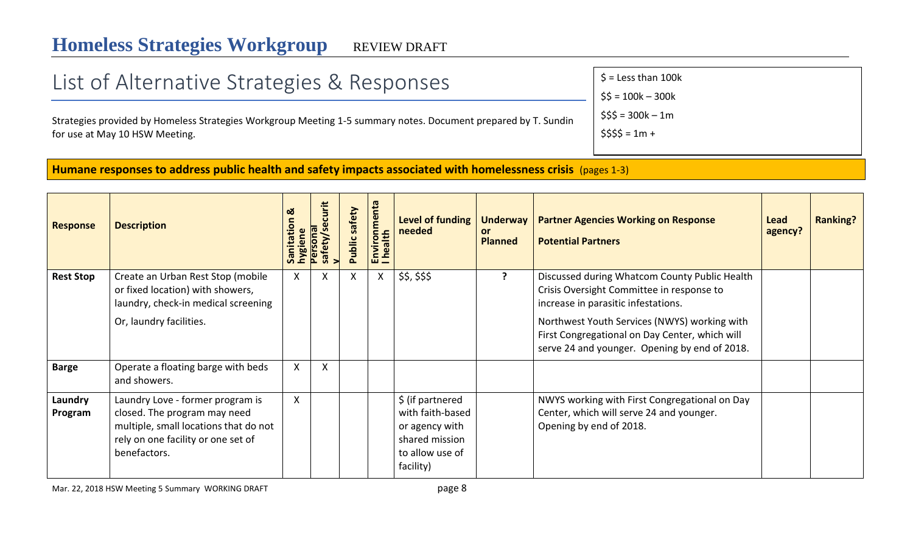# Homeless Strategies Workgroup

REVIEW DRAFT

## List of Alternative Strategies & Responses

$ = Less than 100k
$$ = 100k – 300k
$$$ = 300k – 1m
$$$$ = 1m +

Strategies provided by Homeless Strategies Workgroup Meeting 1-5 summary notes. Document prepared by T. Sundin for use at May 10 HSW Meeting.

### Humane responses to address public health and safety impacts associated with homelessness crisis (pages 1-3)

| Response | Description | Sanitation & hygiene | Personal safety/security | Public safety | Environmental health | Level of funding needed | Underway or Planned | Partner Agencies Working on Response<br>Potential Partners | Lead agency? | Ranking? |
|---|---|---|---|---|---|---|---|---|---|---|
| **Rest Stop** | Create an Urban Rest Stop (mobile or fixed location) with showers, laundry, check-in medical screening<br>Or, laundry facilities. | X | X | X | X | $$, $$$ | ? | Discussed during Whatcom County Public Health Crisis Oversight Committee in response to increase in parasitic infestations.<br>Northwest Youth Services (NWYS) working with First Congregational on Day Center, which will serve 24 and younger. Opening by end of 2018. | | |
| **Barge** | Operate a floating barge with beds and showers. | X | X | | | | | | | |
| **Laundry Program** | Laundry Love - former program is closed. The program may need multiple, small locations that do not rely on one facility or one set of benefactors. | X | | | | $ (if partnered with faith-based or agency with shared mission to allow use of facility) | | NWYS working with First Congregational on Day Center, which will serve 24 and younger. Opening by end of 2018. | | |

Mar. 22, 2018 HSW Meeting 5 Summary WORKING DRAFT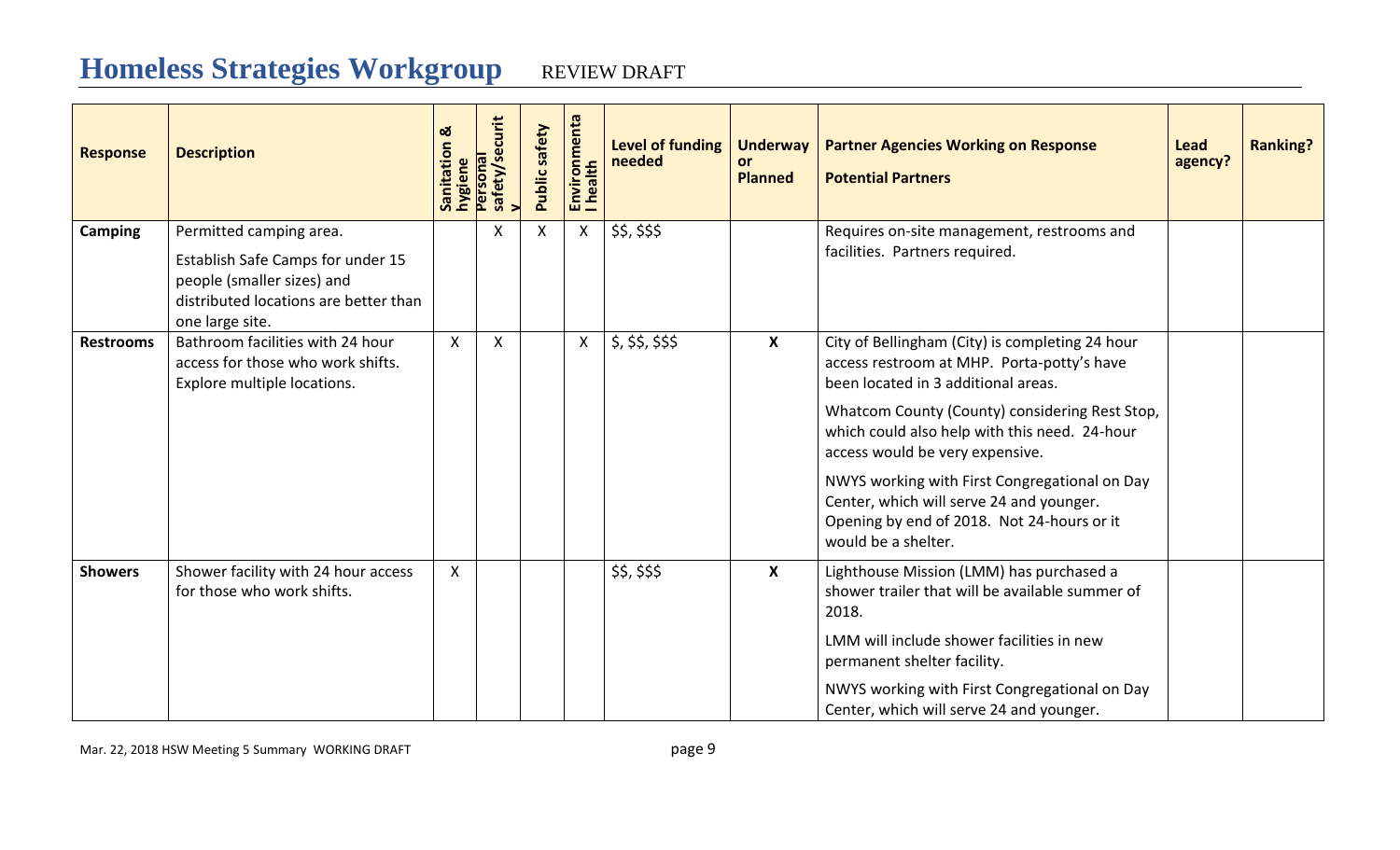# Homeless Strategies Workgroup REVIEW DRAFT

| Response | Description | Sanitation & hygiene | Personal safety/security | Public safety | Environmental health | Level of funding needed | Underway or Planned | Partner Agencies Working on Response<br>Potential Partners | Lead agency? | Ranking? |
|---|---|---|---|---|---|---|---|---|---|---|
| **Camping** | Permitted camping area.<br>Establish Safe Camps for under 15 people (smaller sizes) and distributed locations are better than one large site. | | X | X | X | $$, $$$ | | Requires on-site management, restrooms and facilities. Partners required. | | |
| **Restrooms** | Bathroom facilities with 24 hour access for those who work shifts. Explore multiple locations. | X | X | | X | $, $$, $$$ | **X** | City of Bellingham (City) is completing 24 hour access restroom at MHP. Porta-potty's have been located in 3 additional areas.<br>Whatcom County (County) considering Rest Stop, which could also help with this need. 24-hour access would be very expensive.<br>NWYS working with First Congregational on Day Center, which will serve 24 and younger. Opening by end of 2018. Not 24-hours or it would be a shelter. | | |
| **Showers** | Shower facility with 24 hour access for those who work shifts. | X | | | | $$, $$$ | **X** | Lighthouse Mission (LMM) has purchased a shower trailer that will be available summer of 2018.<br>LMM will include shower facilities in new permanent shelter facility.<br>NWYS working with First Congregational on Day Center, which will serve 24 and younger. | | |

Mar. 22, 2018 HSW Meeting 5 Summary WORKING DRAFT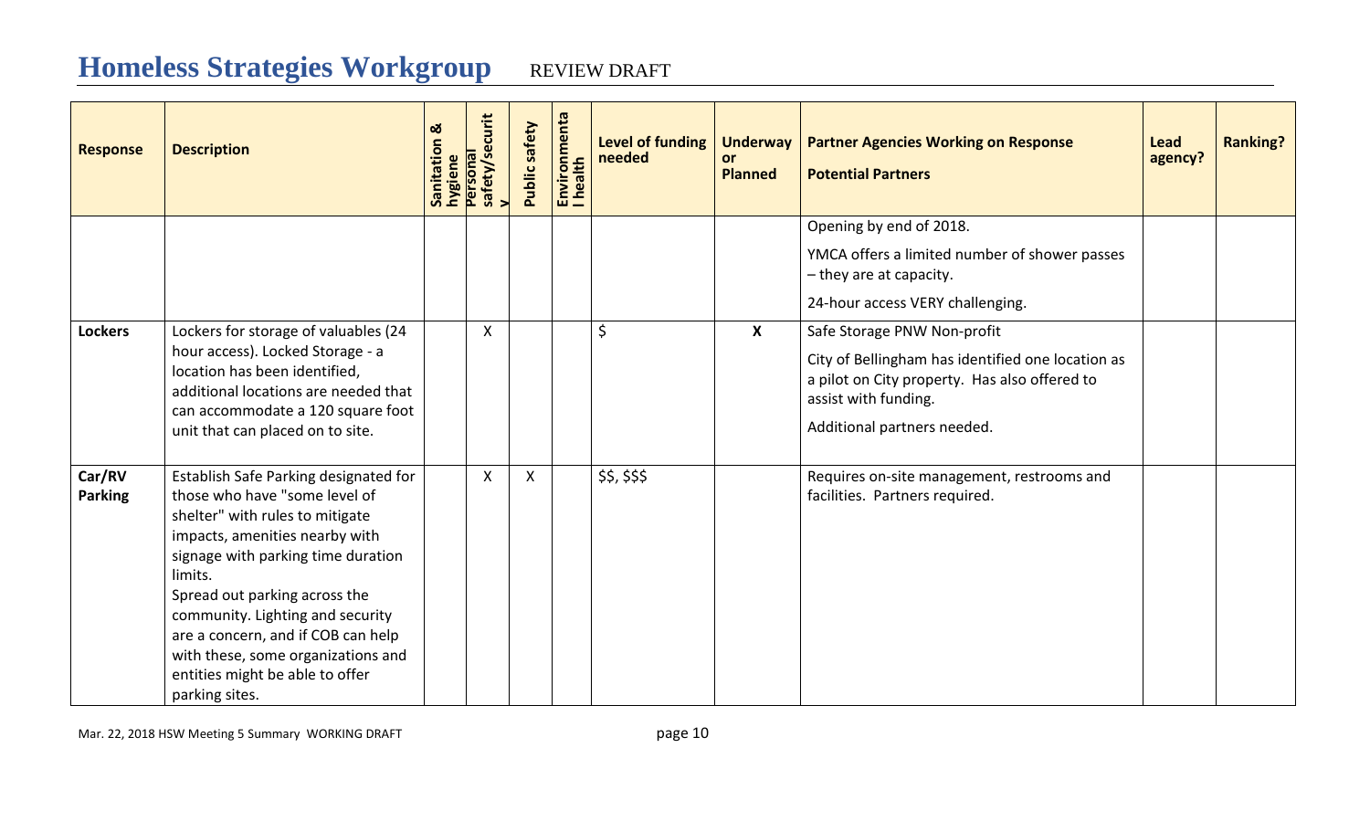# Homeless Strategies Workgroup REVIEW DRAFT

| Response | Description | Sanitation & hygiene | Personal safety/security | Public safety | Environmental health | Level of funding needed | Underway or Planned | Partner Agencies Working on Response<br>Potential Partners | Lead agency? | Ranking? |
|---|---|---|---|---|---|---|---|---|---|---|
| | | | | | | | | Opening by end of 2018.<br>YMCA offers a limited number of shower passes – they are at capacity.<br>24-hour access VERY challenging. | | |
| **Lockers** | Lockers for storage of valuables (24 hour access). Locked Storage - a location has been identified, additional locations are needed that can accommodate a 120 square foot unit that can placed on to site. | | X | | | $ | **X** | Safe Storage PNW Non-profit<br>City of Bellingham has identified one location as a pilot on City property. Has also offered to assist with funding.<br>Additional partners needed. | | |
| **Car/RV Parking** | Establish Safe Parking designated for those who have "some level of shelter" with rules to mitigate impacts, amenities nearby with signage with parking time duration limits.<br>Spread out parking across the community. Lighting and security are a concern, and if COB can help with these, some organizations and entities might be able to offer parking sites. | | X | X | | $$, $$$ | | Requires on-site management, restrooms and facilities. Partners required. | | |

Mar. 22, 2018 HSW Meeting 5 Summary WORKING DRAFT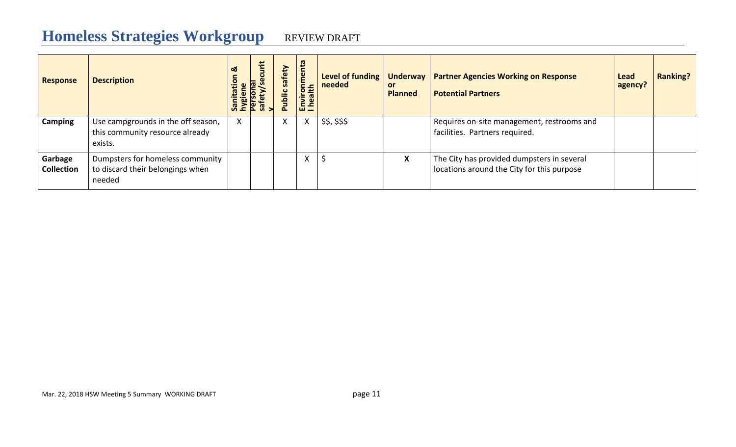# Homeless Strategies Workgroup REVIEW DRAFT

| Response | Description | Sanitation & hygiene | Personal safety/security | Public safety | Environmental health | Level of funding needed | Underway or Planned | Partner Agencies Working on Response<br>Potential Partners | Lead agency? | Ranking? |
|---|---|---|---|---|---|---|---|---|---|---|
| **Camping** | Use campgrounds in the off season, this community resource already exists. | X | | X | X | $$, $$$ | | Requires on-site management, restrooms and facilities. Partners required. | | |
| **Garbage Collection** | Dumpsters for homeless community to discard their belongings when needed | | | | X | $ | **X** | The City has provided dumpsters in several locations around the City for this purpose | | |

Mar. 22, 2018 HSW Meeting 5 Summary WORKING DRAFT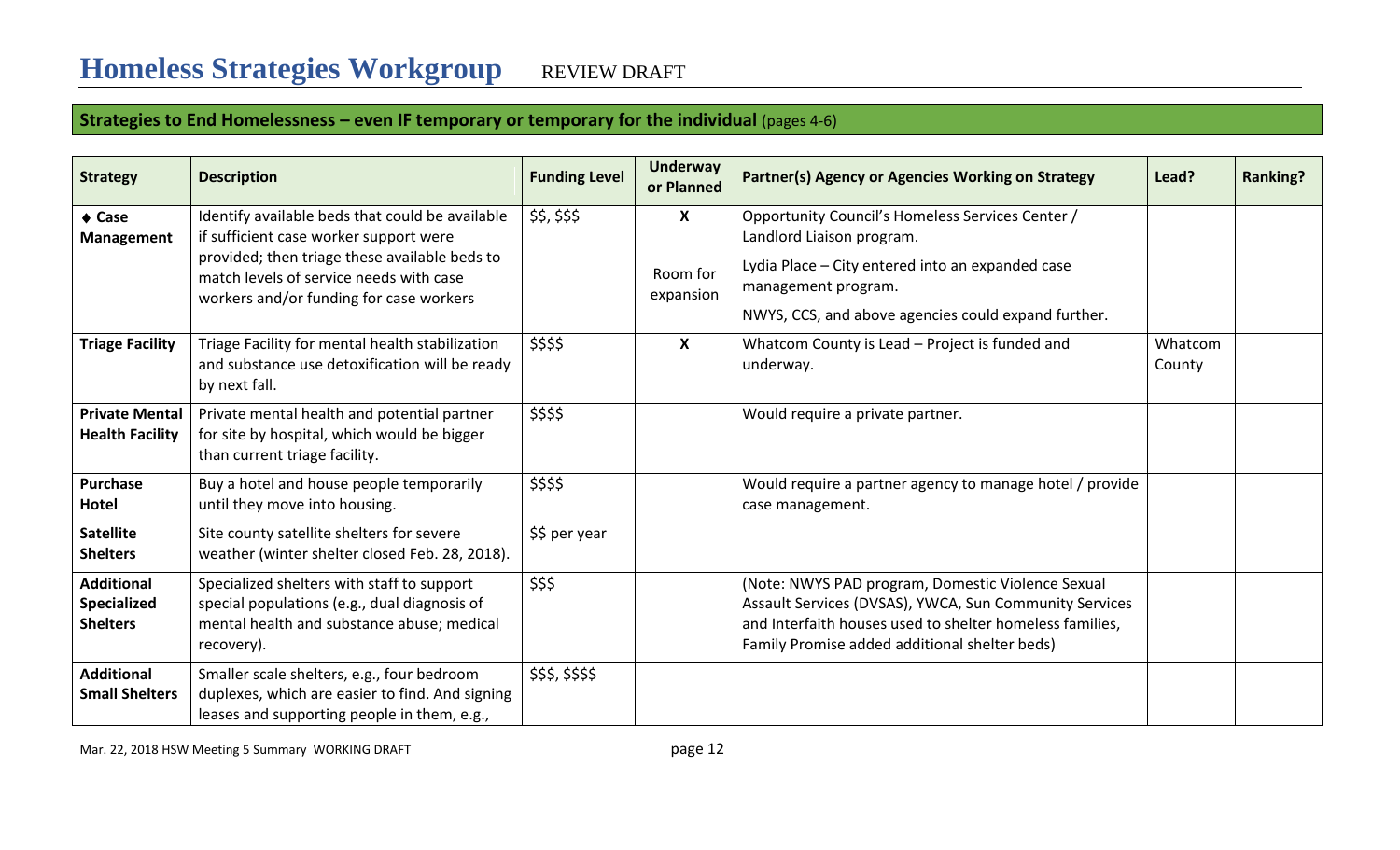# Homeless Strategies Workgroup REVIEW DRAFT

## Strategies to End Homelessness – even IF temporary or temporary for the individual (pages 4-6)

| Strategy | Description | Funding Level | Underway or Planned | Partner(s) Agency or Agencies Working on Strategy | Lead? | Ranking? |
|---|---|---|---|---|---|---|
| ♦ **Case Management** | Identify available beds that could be available if sufficient case worker support were provided; then triage these available beds to match levels of service needs with case workers and/or funding for case workers | $$, $$$ | **X**<br><br>Room for expansion | Opportunity Council's Homeless Services Center / Landlord Liaison program.<br><br>Lydia Place – City entered into an expanded case management program.<br><br>NWYS, CCS, and above agencies could expand further. | | |
| **Triage Facility** | Triage Facility for mental health stabilization and substance use detoxification will be ready by next fall. | $$$$ | **X** | Whatcom County is Lead – Project is funded and underway. | Whatcom County | |
| **Private Mental Health Facility** | Private mental health and potential partner for site by hospital, which would be bigger than current triage facility. | $$$$ | | Would require a private partner. | | |
| **Purchase Hotel** | Buy a hotel and house people temporarily until they move into housing. | $$$$ | | Would require a partner agency to manage hotel / provide case management. | | |
| **Satellite Shelters** | Site county satellite shelters for severe weather (winter shelter closed Feb. 28, 2018). | $$ per year | | | | |
| **Additional Specialized Shelters** | Specialized shelters with staff to support special populations (e.g., dual diagnosis of mental health and substance abuse; medical recovery). | $$$ | | (Note: NWYS PAD program, Domestic Violence Sexual Assault Services (DVSAS), YWCA, Sun Community Services and Interfaith houses used to shelter homeless families, Family Promise added additional shelter beds) | | |
| **Additional Small Shelters** | Smaller scale shelters, e.g., four bedroom duplexes, which are easier to find. And signing leases and supporting people in them, e.g., | $$$, $$$$ | | | | |

Mar. 22, 2018 HSW Meeting 5 Summary WORKING DRAFT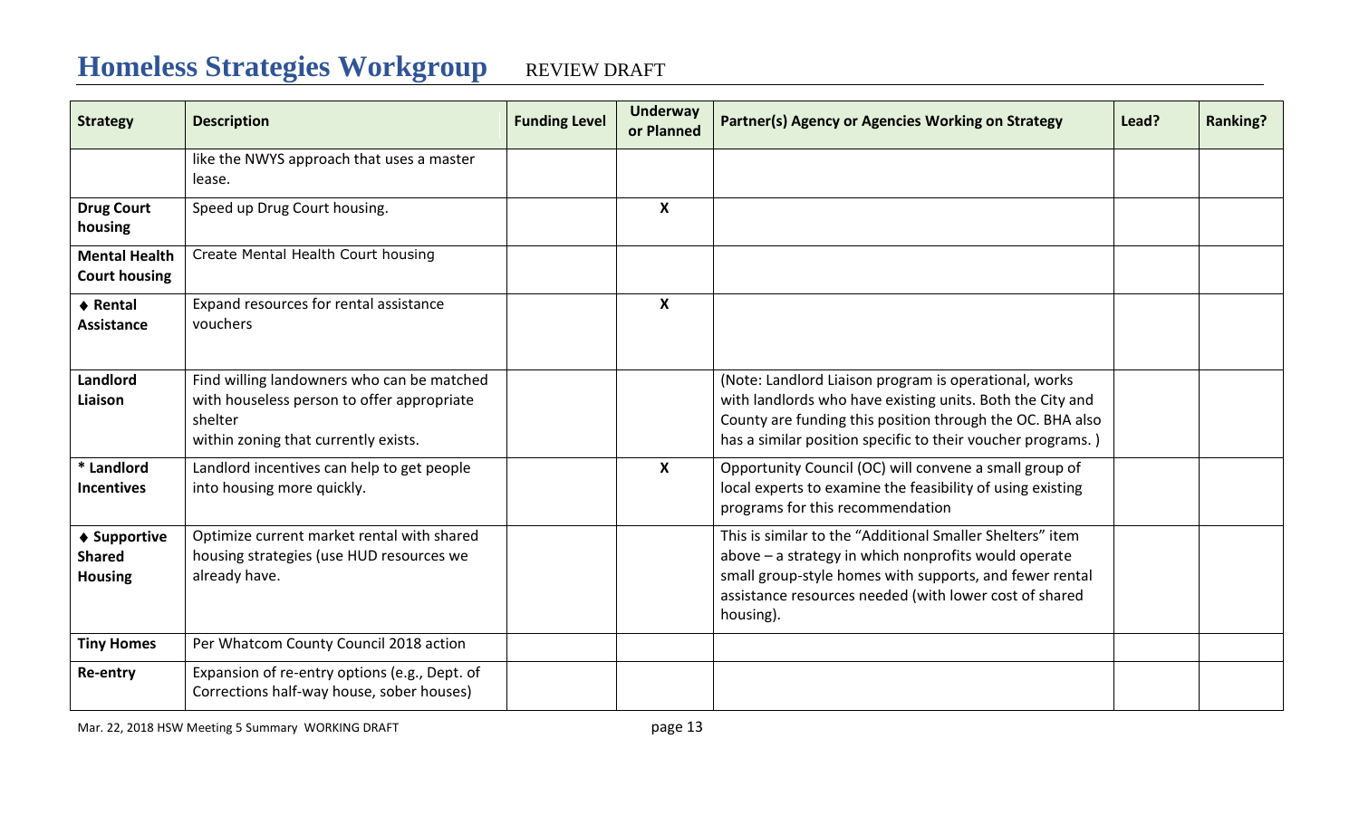# Homeless Strategies Workgroup REVIEW DRAFT

| Strategy | Description | Funding Level | Underway or Planned | Partner(s) Agency or Agencies Working on Strategy | Lead? | Ranking? |
|---|---|---|---|---|---|---|
| | like the NWYS approach that uses a master lease. | | | | | |
| **Drug Court housing** | Speed up Drug Court housing. | | **X** | | | |
| **Mental Health Court housing** | Create Mental Health Court housing | | | | | |
| **◆ Rental Assistance** | Expand resources for rental assistance vouchers | | **X** | | | |
| **Landlord Liaison** | Find willing landowners who can be matched with houseless person to offer appropriate shelter within zoning that currently exists. | | | (Note: Landlord Liaison program is operational, works with landlords who have existing units. Both the City and County are funding this position through the OC. BHA also has a similar position specific to their voucher programs. ) | | |
| **\* Landlord Incentives** | Landlord incentives can help to get people into housing more quickly. | | **X** | Opportunity Council (OC) will convene a small group of local experts to examine the feasibility of using existing programs for this recommendation | | |
| **◆ Supportive Shared Housing** | Optimize current market rental with shared housing strategies (use HUD resources we already have. | | | This is similar to the "Additional Smaller Shelters" item above – a strategy in which nonprofits would operate small group-style homes with supports, and fewer rental assistance resources needed (with lower cost of shared housing). | | |
| **Tiny Homes** | Per Whatcom County Council 2018 action | | | | | |
| **Re-entry** | Expansion of re-entry options (e.g., Dept. of Corrections half-way house, sober houses) | | | | | |

Mar. 22, 2018 HSW Meeting 5 Summary WORKING DRAFT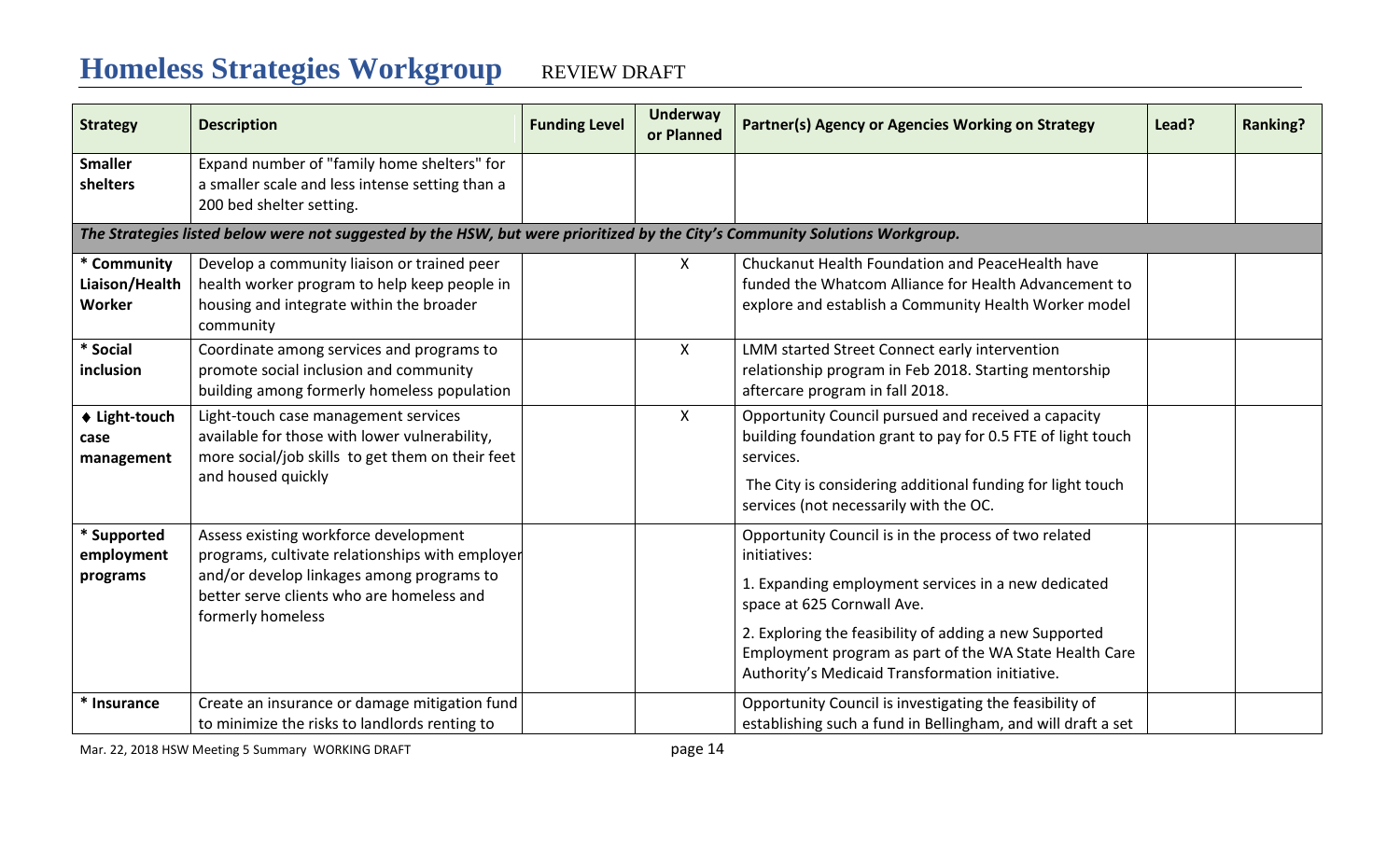# Homeless Strategies Workgroup REVIEW DRAFT

| Strategy | Description | Funding Level | Underway or Planned | Partner(s) Agency or Agencies Working on Strategy | Lead? | Ranking? |
|---|---|---|---|---|---|---|
| **Smaller shelters** | Expand number of "family home shelters" for a smaller scale and less intense setting than a 200 bed shelter setting. | | | | | |
| ***The Strategies listed below were not suggested by the HSW, but were prioritized by the City's Community Solutions Workgroup.*** | | | | | | |
| **\* Community Liaison/Health Worker** | Develop a community liaison or trained peer health worker program to help keep people in housing and integrate within the broader community | | X | Chuckanut Health Foundation and PeaceHealth have funded the Whatcom Alliance for Health Advancement to explore and establish a Community Health Worker model | | |
| **\* Social inclusion** | Coordinate among services and programs to promote social inclusion and community building among formerly homeless population | | X | LMM started Street Connect early intervention relationship program in Feb 2018. Starting mentorship aftercare program in fall 2018. | | |
| **♦ Light-touch case management** | Light-touch case management services available for those with lower vulnerability, more social/job skills to get them on their feet and housed quickly | | X | Opportunity Council pursued and received a capacity building foundation grant to pay for 0.5 FTE of light touch services. The City is considering additional funding for light touch services (not necessarily with the OC. | | |
| **\* Supported employment programs** | Assess existing workforce development programs, cultivate relationships with employer and/or develop linkages among programs to better serve clients who are homeless and formerly homeless | | | Opportunity Council is in the process of two related initiatives: 1. Expanding employment services in a new dedicated space at 625 Cornwall Ave. 2. Exploring the feasibility of adding a new Supported Employment program as part of the WA State Health Care Authority's Medicaid Transformation initiative. | | |
| **\* Insurance** | Create an insurance or damage mitigation fund to minimize the risks to landlords renting to | | | Opportunity Council is investigating the feasibility of establishing such a fund in Bellingham, and will draft a set | | |

Mar. 22, 2018 HSW Meeting 5 Summary WORKING DRAFT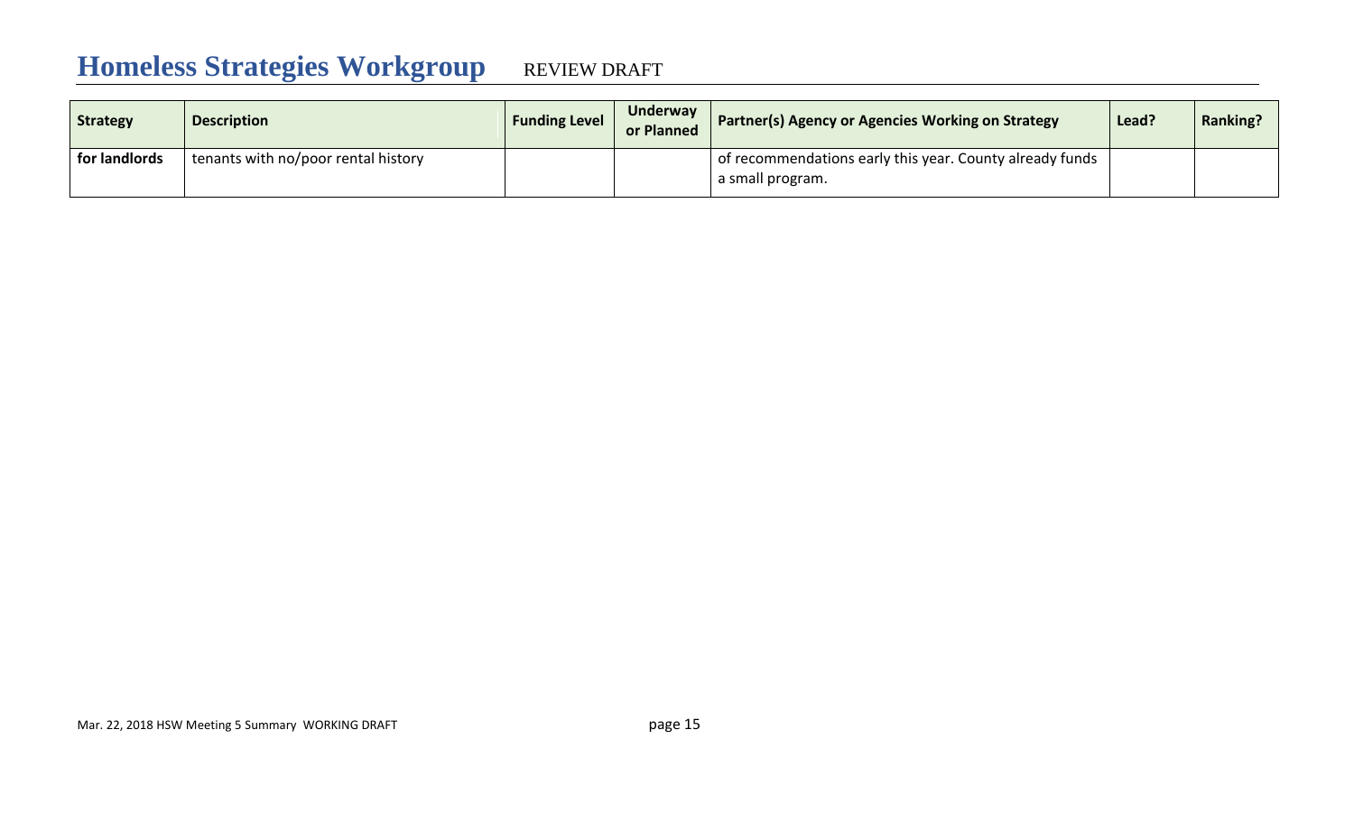# Homeless Strategies Workgroup REVIEW DRAFT

| Strategy | Description | Funding Level | Underway or Planned | Partner(s) Agency or Agencies Working on Strategy | Lead? | Ranking? |
|---|---|---|---|---|---|---|
| **for landlords** | tenants with no/poor rental history | | | of recommendations early this year. County already funds a small program. | | |

Mar. 22, 2018 HSW Meeting 5 Summary WORKING DRAFT